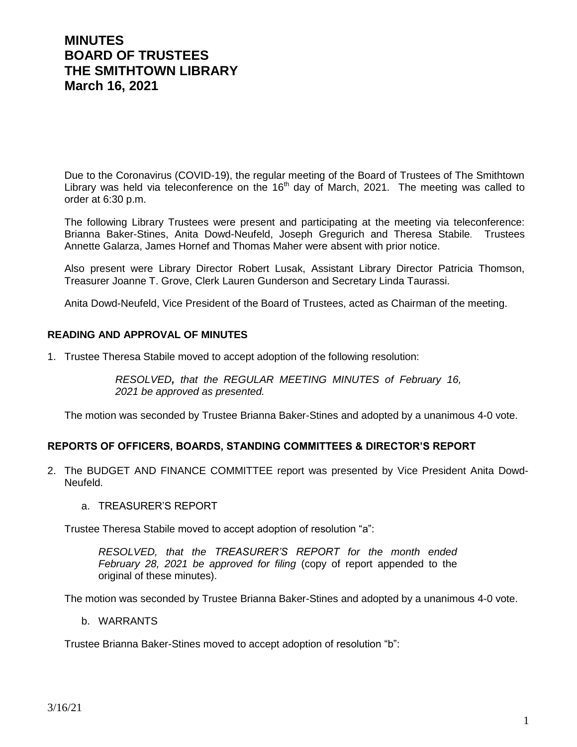# MINUTES
# BOARD OF TRUSTEES
# THE SMITHTOWN LIBRARY
# March 16, 2021

Due to the Coronavirus (COVID-19), the regular meeting of the Board of Trustees of The Smithtown Library was held via teleconference on the 16th day of March, 2021. The meeting was called to order at 6:30 p.m.

The following Library Trustees were present and participating at the meeting via teleconference: Brianna Baker-Stines, Anita Dowd-Neufeld, Joseph Gregurich and Theresa Stabile. Trustees Annette Galarza, James Hornef and Thomas Maher were absent with prior notice.

Also present were Library Director Robert Lusak, Assistant Library Director Patricia Thomson, Treasurer Joanne T. Grove, Clerk Lauren Gunderson and Secretary Linda Taurassi.

Anita Dowd-Neufeld, Vice President of the Board of Trustees, acted as Chairman of the meeting.

## READING AND APPROVAL OF MINUTES

1. Trustee Theresa Stabile moved to accept adoption of the following resolution:

   *RESOLVED, that the REGULAR MEETING MINUTES of February 16, 2021 be approved as presented.*

   The motion was seconded by Trustee Brianna Baker-Stines and adopted by a unanimous 4-0 vote.

## REPORTS OF OFFICERS, BOARDS, STANDING COMMITTEES & DIRECTOR'S REPORT

2. The BUDGET AND FINANCE COMMITTEE report was presented by Vice President Anita Dowd-Neufeld.

   a. TREASURER'S REPORT

   Trustee Theresa Stabile moved to accept adoption of resolution "a":

   *RESOLVED, that the TREASURER'S REPORT for the month ended February 28, 2021 be approved for filing* (copy of report appended to the original of these minutes).

   The motion was seconded by Trustee Brianna Baker-Stines and adopted by a unanimous 4-0 vote.

   b. WARRANTS

   Trustee Brianna Baker-Stines moved to accept adoption of resolution "b":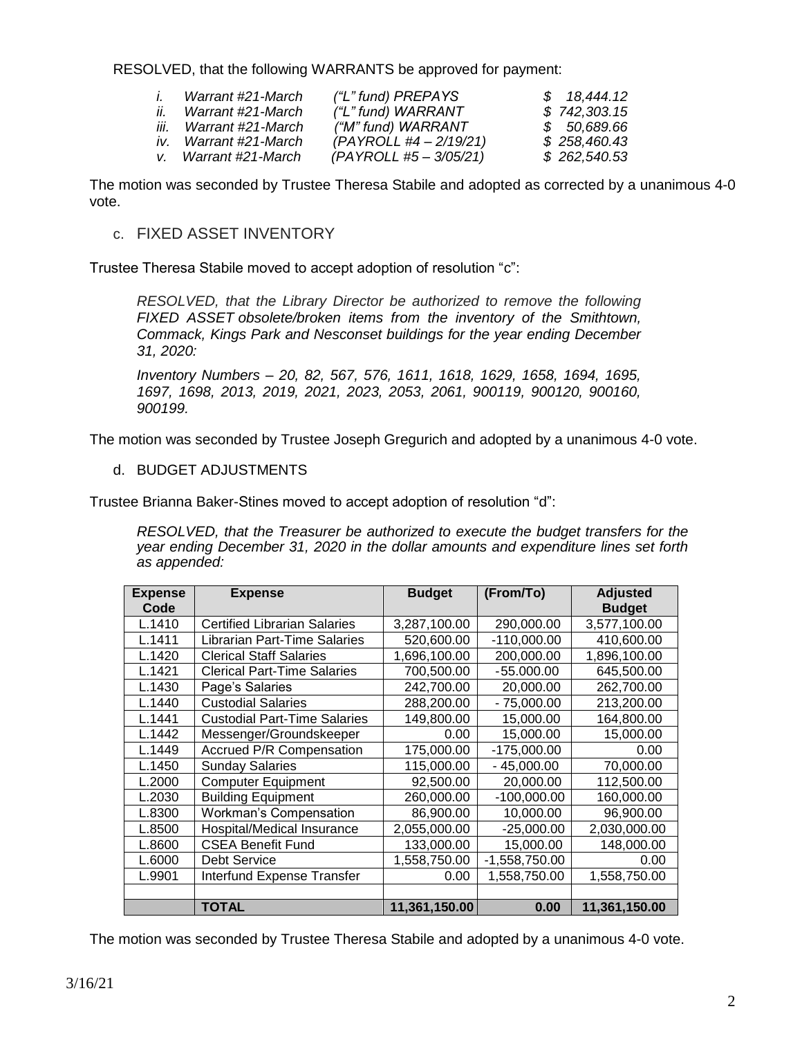RESOLVED, that the following WARRANTS be approved for payment:

| | | | |
|---|---|---|---|
| *i.* | *Warrant #21-March* | *("L" fund) PREPAYS* | *$ 18,444.12* |
| *ii.* | *Warrant #21-March* | *("L" fund) WARRANT* | *$ 742,303.15* |
| *iii.* | *Warrant #21-March* | *("M" fund) WARRANT* | *$ 50,689.66* |
| *iv.* | *Warrant #21-March* | *(PAYROLL #4 – 2/19/21)* | *$ 258,460.43* |
| *v.* | *Warrant #21-March* | *(PAYROLL #5 – 3/05/21)* | *$ 262,540.53* |

The motion was seconded by Trustee Theresa Stabile and adopted as corrected by a unanimous 4-0 vote.

c. FIXED ASSET INVENTORY

Trustee Theresa Stabile moved to accept adoption of resolution "c":

*RESOLVED, that the Library Director be authorized to remove the following FIXED ASSET obsolete/broken items from the inventory of the Smithtown, Commack, Kings Park and Nesconset buildings for the year ending December 31, 2020:*

*Inventory Numbers – 20, 82, 567, 576, 1611, 1618, 1629, 1658, 1694, 1695, 1697, 1698, 2013, 2019, 2021, 2023, 2053, 2061, 900119, 900120, 900160, 900199.*

The motion was seconded by Trustee Joseph Gregurich and adopted by a unanimous 4-0 vote.

d. BUDGET ADJUSTMENTS

Trustee Brianna Baker-Stines moved to accept adoption of resolution "d":

*RESOLVED, that the Treasurer be authorized to execute the budget transfers for the year ending December 31, 2020 in the dollar amounts and expenditure lines set forth as appended:*

| Expense Code | Expense | Budget | (From/To) | Adjusted Budget |
|---|---|---|---|---|
| L.1410 | Certified Librarian Salaries | 3,287,100.00 | 290,000.00 | 3,577,100.00 |
| L.1411 | Librarian Part-Time Salaries | 520,600.00 | -110,000.00 | 410,600.00 |
| L.1420 | Clerical Staff Salaries | 1,696,100.00 | 200,000.00 | 1,896,100.00 |
| L.1421 | Clerical Part-Time Salaries | 700,500.00 | -55.000.00 | 645,500.00 |
| L.1430 | Page's Salaries | 242,700.00 | 20,000.00 | 262,700.00 |
| L.1440 | Custodial Salaries | 288,200.00 | - 75,000.00 | 213,200.00 |
| L.1441 | Custodial Part-Time Salaries | 149,800.00 | 15,000.00 | 164,800.00 |
| L.1442 | Messenger/Groundskeeper | 0.00 | 15,000.00 | 15,000.00 |
| L.1449 | Accrued P/R Compensation | 175,000.00 | -175,000.00 | 0.00 |
| L.1450 | Sunday Salaries | 115,000.00 | - 45,000.00 | 70,000.00 |
| L.2000 | Computer Equipment | 92,500.00 | 20,000.00 | 112,500.00 |
| L.2030 | Building Equipment | 260,000.00 | -100,000.00 | 160,000.00 |
| L.8300 | Workman's Compensation | 86,900.00 | 10,000.00 | 96,900.00 |
| L.8500 | Hospital/Medical Insurance | 2,055,000.00 | -25,000.00 | 2,030,000.00 |
| L.8600 | CSEA Benefit Fund | 133,000.00 | 15,000.00 | 148,000.00 |
| L.6000 | Debt Service | 1,558,750.00 | -1,558,750.00 | 0.00 |
| L.9901 | Interfund Expense Transfer | 0.00 | 1,558,750.00 | 1,558,750.00 |
| | | | | |
| | **TOTAL** | **11,361,150.00** | **0.00** | **11,361,150.00** |

The motion was seconded by Trustee Theresa Stabile and adopted by a unanimous 4-0 vote.

3/16/21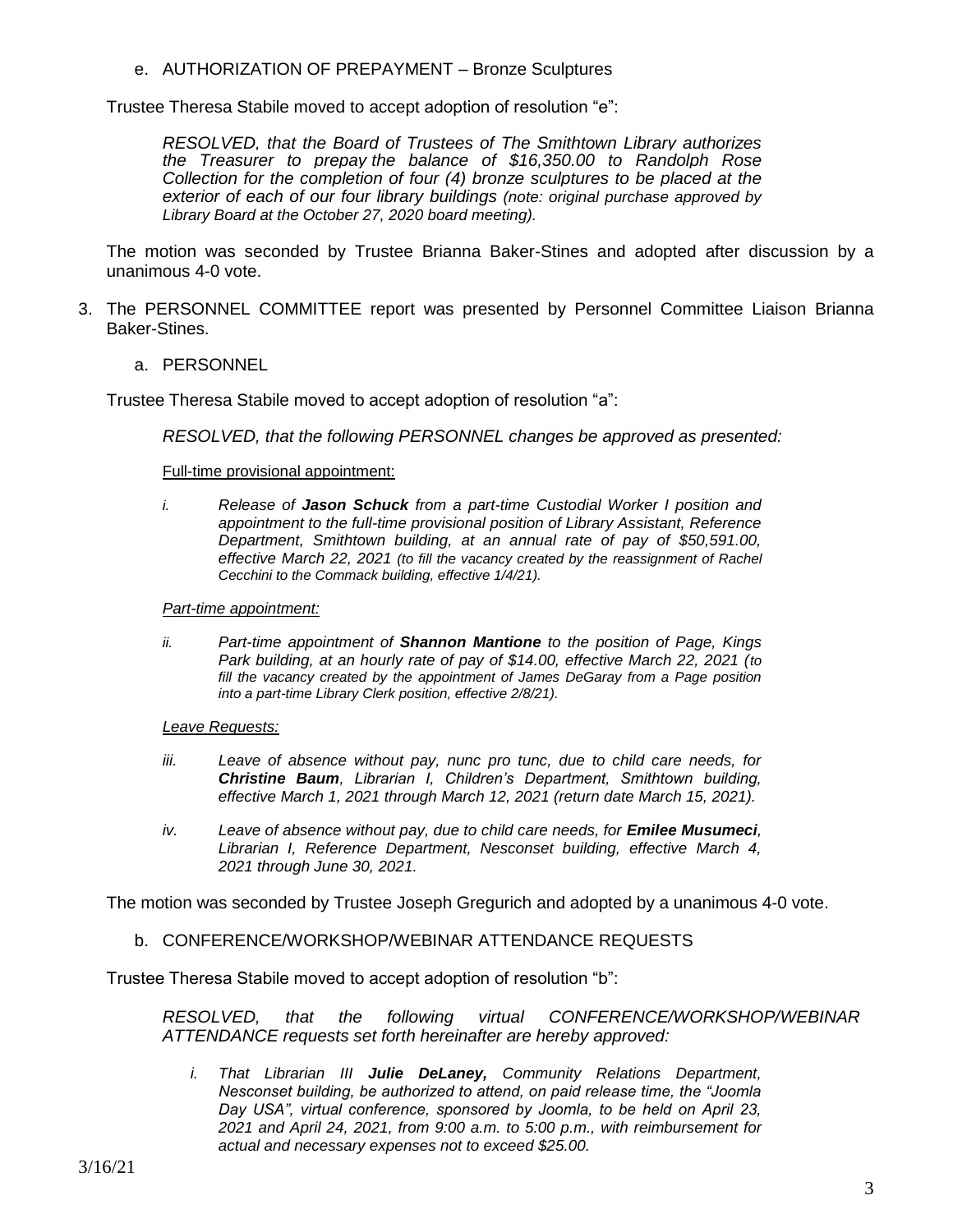e. AUTHORIZATION OF PREPAYMENT – Bronze Sculptures

Trustee Theresa Stabile moved to accept adoption of resolution "e":

> *RESOLVED, that the Board of Trustees of The Smithtown Library authorizes the Treasurer to prepay the balance of $16,350.00 to Randolph Rose Collection for the completion of four (4) bronze sculptures to be placed at the exterior of each of our four library buildings (note: original purchase approved by Library Board at the October 27, 2020 board meeting).*

The motion was seconded by Trustee Brianna Baker-Stines and adopted after discussion by a unanimous 4-0 vote.

3. The PERSONNEL COMMITTEE report was presented by Personnel Committee Liaison Brianna Baker-Stines.

a. PERSONNEL

Trustee Theresa Stabile moved to accept adoption of resolution "a":

> *RESOLVED, that the following PERSONNEL changes be approved as presented:*
>
> Full-time provisional appointment:
>
> *i. Release of **Jason Schuck** from a part-time Custodial Worker I position and appointment to the full-time provisional position of Library Assistant, Reference Department, Smithtown building, at an annual rate of pay of $50,591.00, effective March 22, 2021 (to fill the vacancy created by the reassignment of Rachel Cecchini to the Commack building, effective 1/4/21).*
>
> *Part-time appointment:*
>
> *ii. Part-time appointment of **Shannon Mantione** to the position of Page, Kings Park building, at an hourly rate of pay of $14.00, effective March 22, 2021 (to fill the vacancy created by the appointment of James DeGaray from a Page position into a part-time Library Clerk position, effective 2/8/21).*
>
> *Leave Requests:*
>
> *iii. Leave of absence without pay, nunc pro tunc, due to child care needs, for **Christine Baum**, Librarian I, Children's Department, Smithtown building, effective March 1, 2021 through March 12, 2021 (return date March 15, 2021).*
>
> *iv. Leave of absence without pay, due to child care needs, for **Emilee Musumeci**, Librarian I, Reference Department, Nesconset building, effective March 4, 2021 through June 30, 2021.*

The motion was seconded by Trustee Joseph Gregurich and adopted by a unanimous 4-0 vote.

b. CONFERENCE/WORKSHOP/WEBINAR ATTENDANCE REQUESTS

Trustee Theresa Stabile moved to accept adoption of resolution "b":

> *RESOLVED, that the following virtual CONFERENCE/WORKSHOP/WEBINAR ATTENDANCE requests set forth hereinafter are hereby approved:*
>
> *i. That Librarian III **Julie DeLaney,** Community Relations Department, Nesconset building, be authorized to attend, on paid release time, the "Joomla Day USA", virtual conference, sponsored by Joomla, to be held on April 23, 2021 and April 24, 2021, from 9:00 a.m. to 5:00 p.m., with reimbursement for actual and necessary expenses not to exceed $25.00.*

3/16/21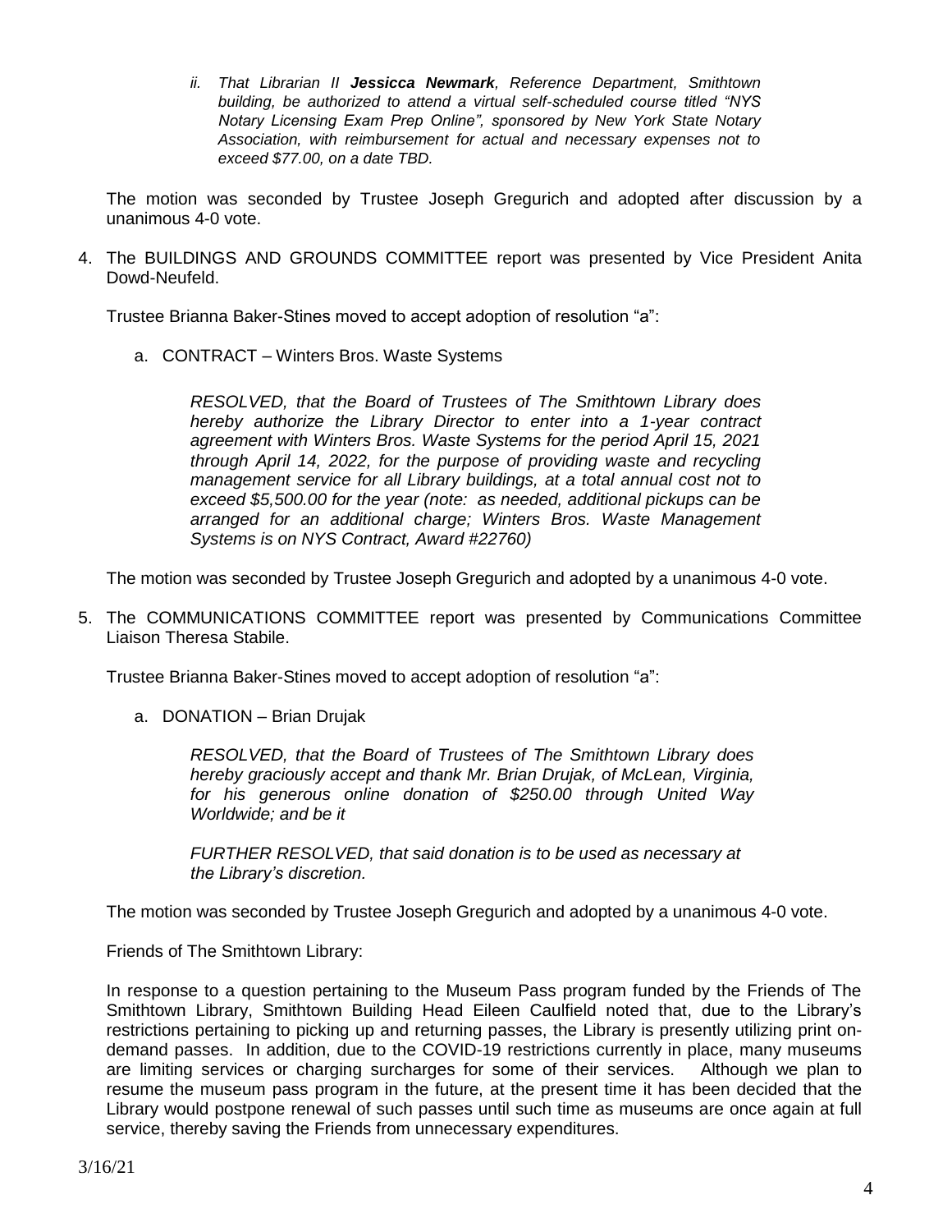ii. *That Librarian II **Jessicca Newmark**, Reference Department, Smithtown building, be authorized to attend a virtual self-scheduled course titled "NYS Notary Licensing Exam Prep Online", sponsored by New York State Notary Association, with reimbursement for actual and necessary expenses not to exceed $77.00, on a date TBD.*

The motion was seconded by Trustee Joseph Gregurich and adopted after discussion by a unanimous 4-0 vote.

4. The BUILDINGS AND GROUNDS COMMITTEE report was presented by Vice President Anita Dowd-Neufeld.

   Trustee Brianna Baker-Stines moved to accept adoption of resolution "a":

   a. CONTRACT – Winters Bros. Waste Systems

      *RESOLVED, that the Board of Trustees of The Smithtown Library does hereby authorize the Library Director to enter into a 1-year contract agreement with Winters Bros. Waste Systems for the period April 15, 2021 through April 14, 2022, for the purpose of providing waste and recycling management service for all Library buildings, at a total annual cost not to exceed $5,500.00 for the year (note: as needed, additional pickups can be arranged for an additional charge; Winters Bros. Waste Management Systems is on NYS Contract, Award #22760)*

   The motion was seconded by Trustee Joseph Gregurich and adopted by a unanimous 4-0 vote.

5. The COMMUNICATIONS COMMITTEE report was presented by Communications Committee Liaison Theresa Stabile.

   Trustee Brianna Baker-Stines moved to accept adoption of resolution "a":

   a. DONATION – Brian Drujak

      *RESOLVED, that the Board of Trustees of The Smithtown Library does hereby graciously accept and thank Mr. Brian Drujak, of McLean, Virginia, for his generous online donation of $250.00 through United Way Worldwide; and be it*

      *FURTHER RESOLVED, that said donation is to be used as necessary at the Library's discretion.*

   The motion was seconded by Trustee Joseph Gregurich and adopted by a unanimous 4-0 vote.

   Friends of The Smithtown Library:

   In response to a question pertaining to the Museum Pass program funded by the Friends of The Smithtown Library, Smithtown Building Head Eileen Caulfield noted that, due to the Library's restrictions pertaining to picking up and returning passes, the Library is presently utilizing print on-demand passes. In addition, due to the COVID-19 restrictions currently in place, many museums are limiting services or charging surcharges for some of their services. Although we plan to resume the museum pass program in the future, at the present time it has been decided that the Library would postpone renewal of such passes until such time as museums are once again at full service, thereby saving the Friends from unnecessary expenditures.

3/16/21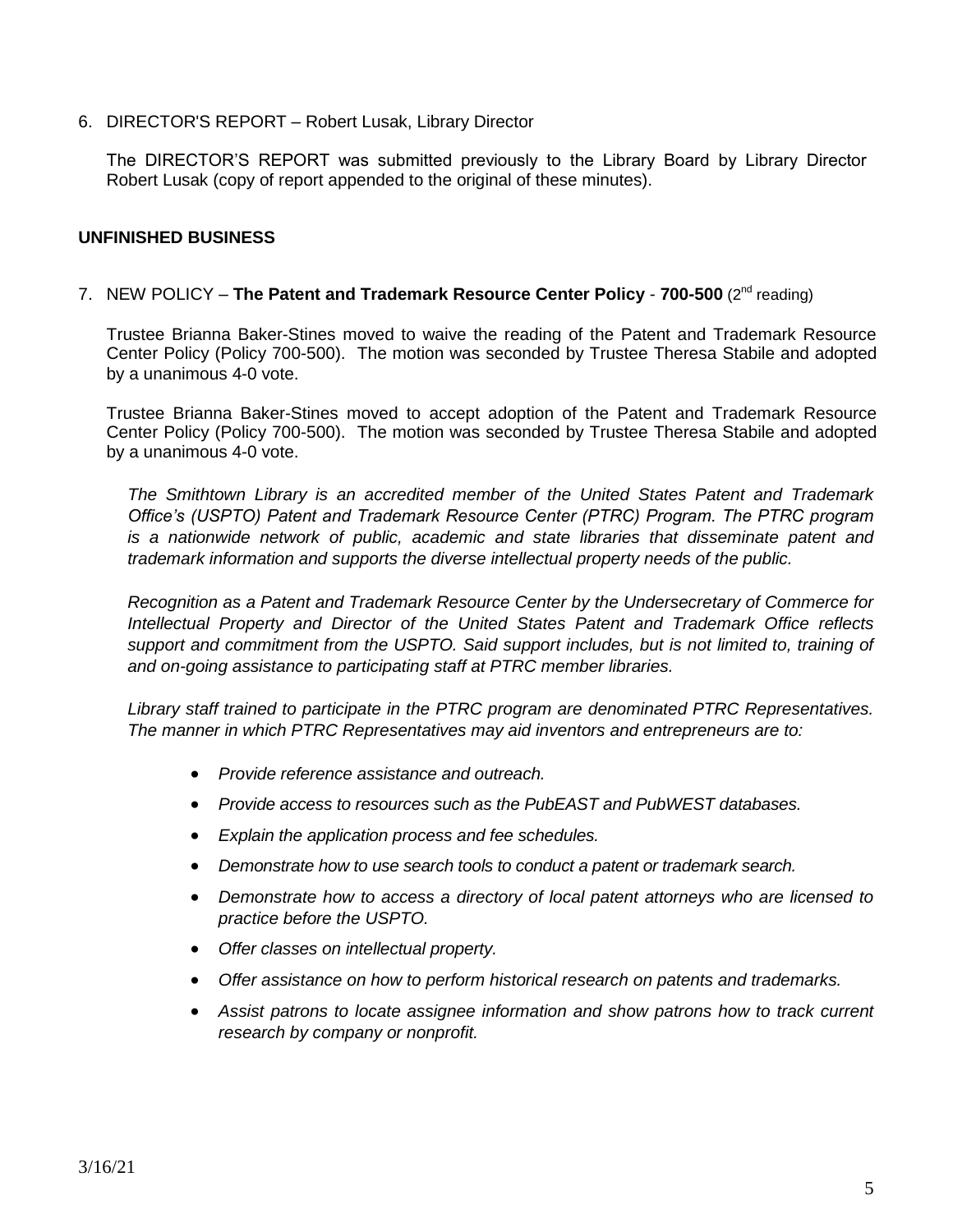6. DIRECTOR'S REPORT – Robert Lusak, Library Director

The DIRECTOR'S REPORT was submitted previously to the Library Board by Library Director Robert Lusak (copy of report appended to the original of these minutes).

**UNFINISHED BUSINESS**

7. NEW POLICY – **The Patent and Trademark Resource Center Policy** - **700-500** (2nd reading)

Trustee Brianna Baker-Stines moved to waive the reading of the Patent and Trademark Resource Center Policy (Policy 700-500). The motion was seconded by Trustee Theresa Stabile and adopted by a unanimous 4-0 vote.

Trustee Brianna Baker-Stines moved to accept adoption of the Patent and Trademark Resource Center Policy (Policy 700-500). The motion was seconded by Trustee Theresa Stabile and adopted by a unanimous 4-0 vote.

*The Smithtown Library is an accredited member of the United States Patent and Trademark Office's (USPTO) Patent and Trademark Resource Center (PTRC) Program. The PTRC program is a nationwide network of public, academic and state libraries that disseminate patent and trademark information and supports the diverse intellectual property needs of the public.*

*Recognition as a Patent and Trademark Resource Center by the Undersecretary of Commerce for Intellectual Property and Director of the United States Patent and Trademark Office reflects support and commitment from the USPTO. Said support includes, but is not limited to, training of and on-going assistance to participating staff at PTRC member libraries.*

*Library staff trained to participate in the PTRC program are denominated PTRC Representatives. The manner in which PTRC Representatives may aid inventors and entrepreneurs are to:*

- *Provide reference assistance and outreach.*
- *Provide access to resources such as the PubEAST and PubWEST databases.*
- *Explain the application process and fee schedules.*
- *Demonstrate how to use search tools to conduct a patent or trademark search.*
- *Demonstrate how to access a directory of local patent attorneys who are licensed to practice before the USPTO.*
- *Offer classes on intellectual property.*
- *Offer assistance on how to perform historical research on patents and trademarks.*
- *Assist patrons to locate assignee information and show patrons how to track current research by company or nonprofit.*

3/16/21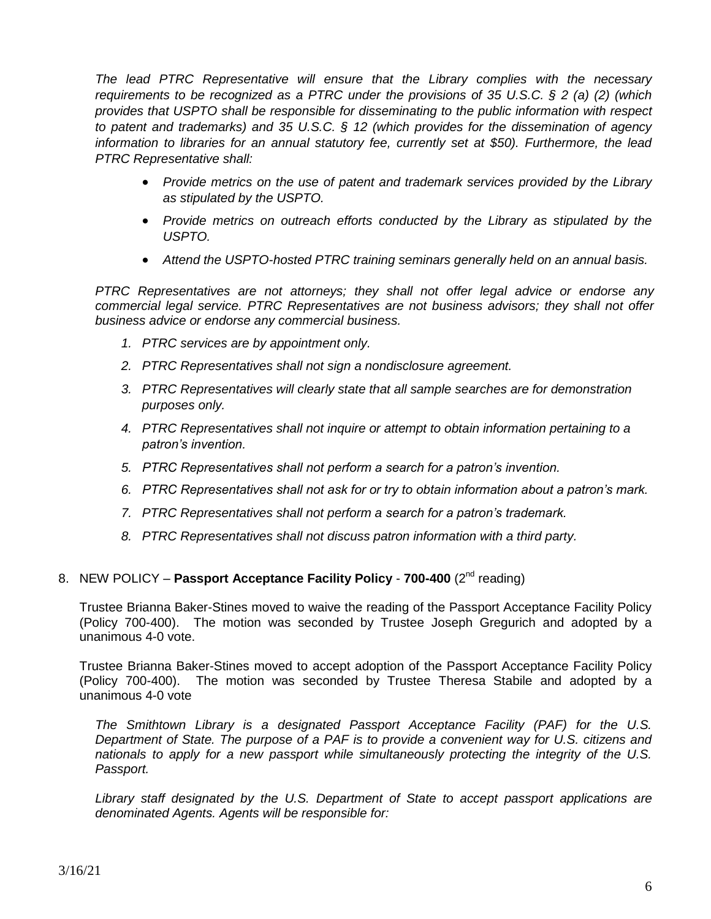*The lead PTRC Representative will ensure that the Library complies with the necessary requirements to be recognized as a PTRC under the provisions of 35 U.S.C. § 2 (a) (2) (which provides that USPTO shall be responsible for disseminating to the public information with respect to patent and trademarks) and 35 U.S.C. § 12 (which provides for the dissemination of agency information to libraries for an annual statutory fee, currently set at $50). Furthermore, the lead PTRC Representative shall:*

- *Provide metrics on the use of patent and trademark services provided by the Library as stipulated by the USPTO.*
- *Provide metrics on outreach efforts conducted by the Library as stipulated by the USPTO.*
- *Attend the USPTO-hosted PTRC training seminars generally held on an annual basis.*

*PTRC Representatives are not attorneys; they shall not offer legal advice or endorse any commercial legal service. PTRC Representatives are not business advisors; they shall not offer business advice or endorse any commercial business.*

1. *PTRC services are by appointment only.*
2. *PTRC Representatives shall not sign a nondisclosure agreement.*
3. *PTRC Representatives will clearly state that all sample searches are for demonstration purposes only.*
4. *PTRC Representatives shall not inquire or attempt to obtain information pertaining to a patron's invention.*
5. *PTRC Representatives shall not perform a search for a patron's invention.*
6. *PTRC Representatives shall not ask for or try to obtain information about a patron's mark.*
7. *PTRC Representatives shall not perform a search for a patron's trademark.*
8. *PTRC Representatives shall not discuss patron information with a third party.*

8. NEW POLICY – **Passport Acceptance Facility Policy** - **700-400** (2nd reading)

Trustee Brianna Baker-Stines moved to waive the reading of the Passport Acceptance Facility Policy (Policy 700-400). The motion was seconded by Trustee Joseph Gregurich and adopted by a unanimous 4-0 vote.

Trustee Brianna Baker-Stines moved to accept adoption of the Passport Acceptance Facility Policy (Policy 700-400). The motion was seconded by Trustee Theresa Stabile and adopted by a unanimous 4-0 vote

*The Smithtown Library is a designated Passport Acceptance Facility (PAF) for the U.S. Department of State. The purpose of a PAF is to provide a convenient way for U.S. citizens and nationals to apply for a new passport while simultaneously protecting the integrity of the U.S. Passport.*

*Library staff designated by the U.S. Department of State to accept passport applications are denominated Agents. Agents will be responsible for:*

3/16/21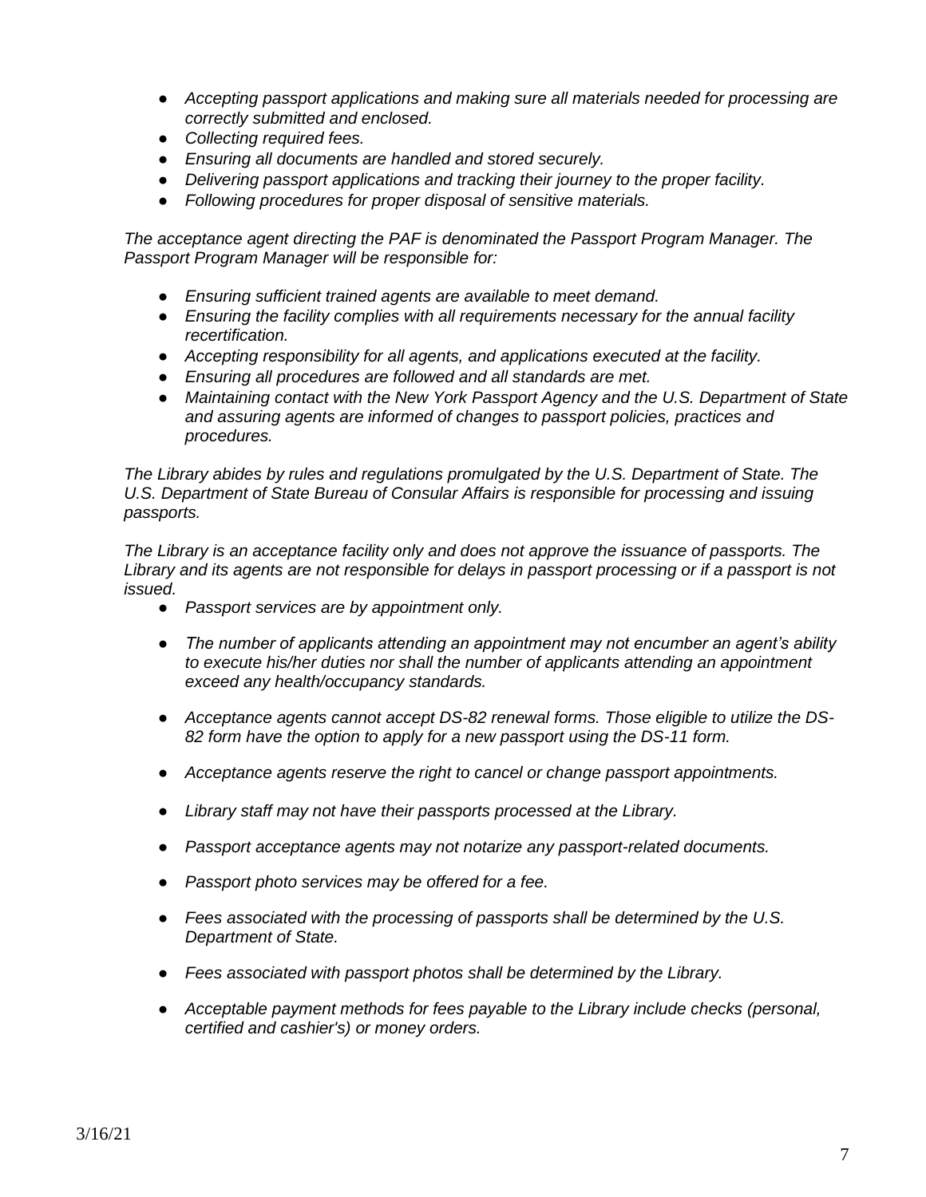- *Accepting passport applications and making sure all materials needed for processing are correctly submitted and enclosed.*
- *Collecting required fees.*
- *Ensuring all documents are handled and stored securely.*
- *Delivering passport applications and tracking their journey to the proper facility.*
- *Following procedures for proper disposal of sensitive materials.*

*The acceptance agent directing the PAF is denominated the Passport Program Manager. The Passport Program Manager will be responsible for:*

- *Ensuring sufficient trained agents are available to meet demand.*
- *Ensuring the facility complies with all requirements necessary for the annual facility recertification.*
- *Accepting responsibility for all agents, and applications executed at the facility.*
- *Ensuring all procedures are followed and all standards are met.*
- *Maintaining contact with the New York Passport Agency and the U.S. Department of State and assuring agents are informed of changes to passport policies, practices and procedures.*

*The Library abides by rules and regulations promulgated by the U.S. Department of State. The U.S. Department of State Bureau of Consular Affairs is responsible for processing and issuing passports.*

*The Library is an acceptance facility only and does not approve the issuance of passports. The Library and its agents are not responsible for delays in passport processing or if a passport is not issued.*

- *Passport services are by appointment only.*
- *The number of applicants attending an appointment may not encumber an agent's ability to execute his/her duties nor shall the number of applicants attending an appointment exceed any health/occupancy standards.*
- *Acceptance agents cannot accept DS-82 renewal forms. Those eligible to utilize the DS-82 form have the option to apply for a new passport using the DS-11 form.*
- *Acceptance agents reserve the right to cancel or change passport appointments.*
- *Library staff may not have their passports processed at the Library.*
- *Passport acceptance agents may not notarize any passport-related documents.*
- *Passport photo services may be offered for a fee.*
- *Fees associated with the processing of passports shall be determined by the U.S. Department of State.*
- *Fees associated with passport photos shall be determined by the Library.*
- *Acceptable payment methods for fees payable to the Library include checks (personal, certified and cashier's) or money orders.*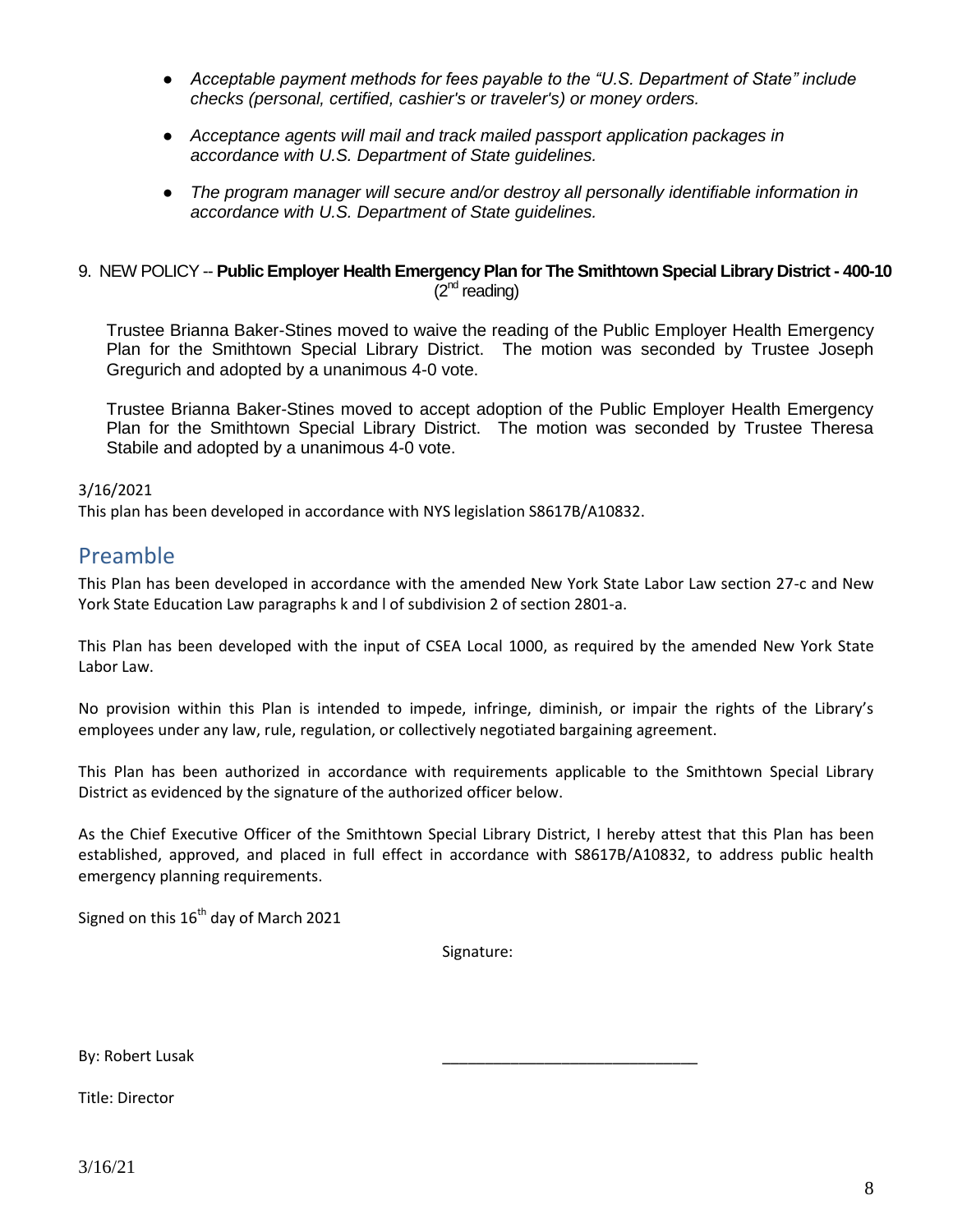- *Acceptable payment methods for fees payable to the "U.S. Department of State" include checks (personal, certified, cashier's or traveler's) or money orders.*
- *Acceptance agents will mail and track mailed passport application packages in accordance with U.S. Department of State guidelines.*
- *The program manager will secure and/or destroy all personally identifiable information in accordance with U.S. Department of State guidelines.*

9. NEW POLICY -- **Public Employer Health Emergency Plan for The Smithtown Special Library District - 400-10** (2nd reading)

Trustee Brianna Baker-Stines moved to waive the reading of the Public Employer Health Emergency Plan for the Smithtown Special Library District. The motion was seconded by Trustee Joseph Gregurich and adopted by a unanimous 4-0 vote.

Trustee Brianna Baker-Stines moved to accept adoption of the Public Employer Health Emergency Plan for the Smithtown Special Library District. The motion was seconded by Trustee Theresa Stabile and adopted by a unanimous 4-0 vote.

3/16/2021

This plan has been developed in accordance with NYS legislation S8617B/A10832.

## Preamble

This Plan has been developed in accordance with the amended New York State Labor Law section 27-c and New York State Education Law paragraphs k and l of subdivision 2 of section 2801-a.

This Plan has been developed with the input of CSEA Local 1000, as required by the amended New York State Labor Law.

No provision within this Plan is intended to impede, infringe, diminish, or impair the rights of the Library's employees under any law, rule, regulation, or collectively negotiated bargaining agreement.

This Plan has been authorized in accordance with requirements applicable to the Smithtown Special Library District as evidenced by the signature of the authorized officer below.

As the Chief Executive Officer of the Smithtown Special Library District, I hereby attest that this Plan has been established, approved, and placed in full effect in accordance with S8617B/A10832, to address public health emergency planning requirements.

Signed on this 16th day of March 2021

Signature:

By: Robert Lusak ______________________________

Title: Director

3/16/21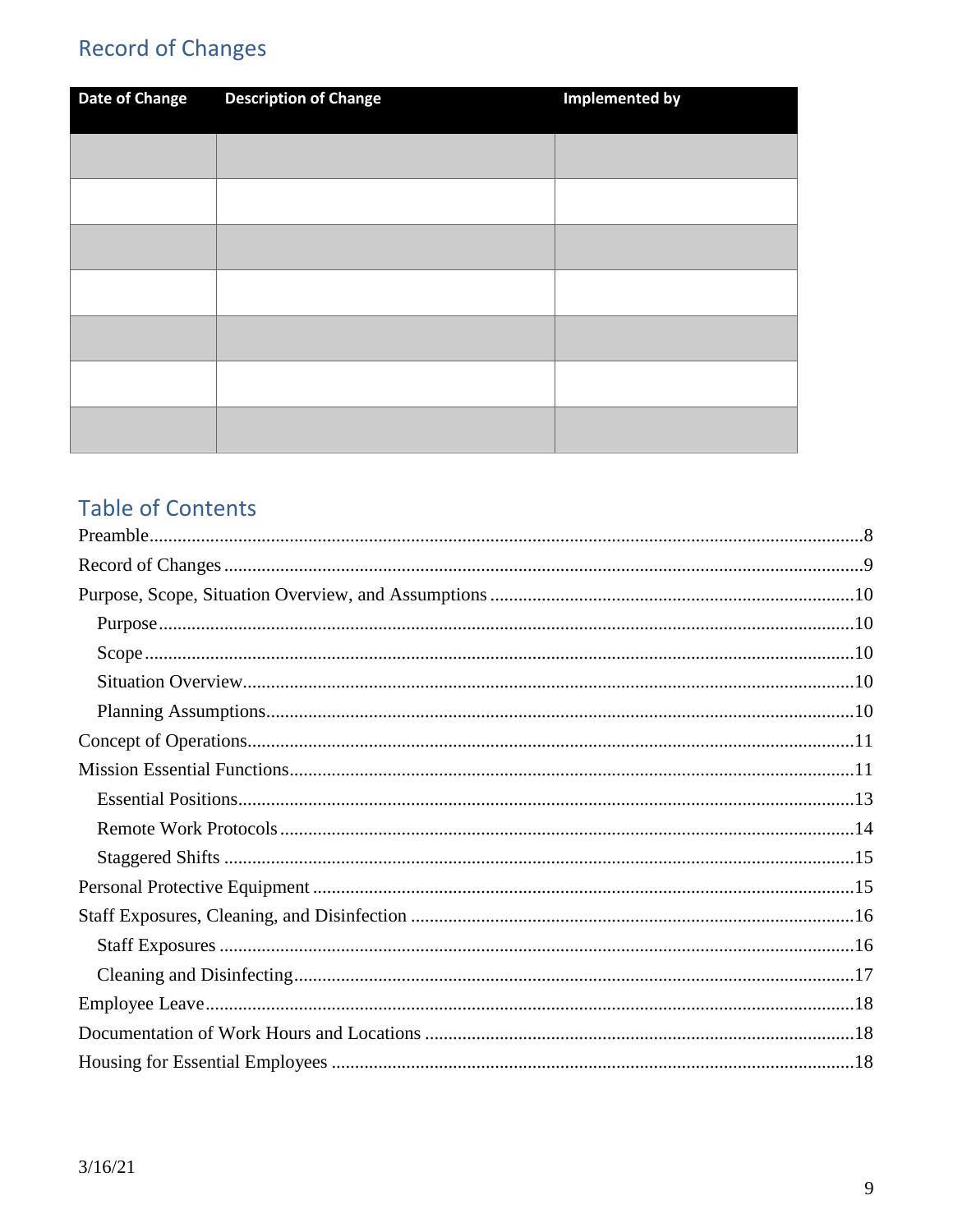## Record of Changes

| Date of Change | Description of Change | Implemented by |
|---|---|---|
| | | |
| | | |
| | | |
| | | |
| | | |
| | | |
| | | |

## Table of Contents

Preamble.....8
Record of Changes.....9
Purpose, Scope, Situation Overview, and Assumptions.....10
- Purpose.....10
- Scope.....10
- Situation Overview.....10
- Planning Assumptions.....10

Concept of Operations.....11
Mission Essential Functions.....11
- Essential Positions.....13
- Remote Work Protocols.....14
- Staggered Shifts.....15

Personal Protective Equipment.....15
Staff Exposures, Cleaning, and Disinfection.....16
- Staff Exposures.....16
- Cleaning and Disinfecting.....17

Employee Leave.....18
Documentation of Work Hours and Locations.....18
Housing for Essential Employees.....18

3/16/21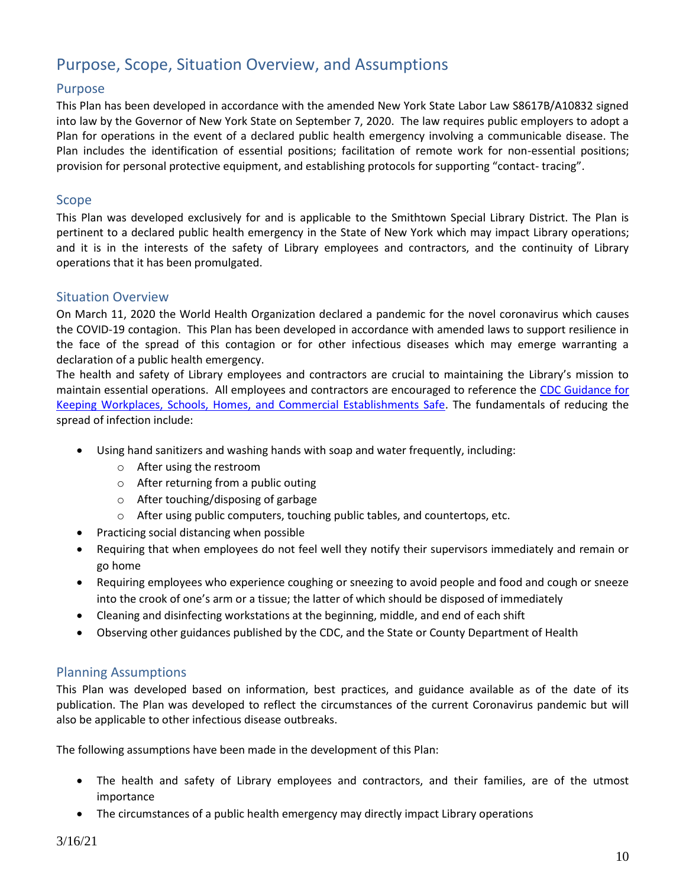# Purpose, Scope, Situation Overview, and Assumptions

## Purpose

This Plan has been developed in accordance with the amended New York State Labor Law S8617B/A10832 signed into law by the Governor of New York State on September 7, 2020. The law requires public employers to adopt a Plan for operations in the event of a declared public health emergency involving a communicable disease. The Plan includes the identification of essential positions; facilitation of remote work for non-essential positions; provision for personal protective equipment, and establishing protocols for supporting "contact- tracing".

## Scope

This Plan was developed exclusively for and is applicable to the Smithtown Special Library District. The Plan is pertinent to a declared public health emergency in the State of New York which may impact Library operations; and it is in the interests of the safety of Library employees and contractors, and the continuity of Library operations that it has been promulgated.

## Situation Overview

On March 11, 2020 the World Health Organization declared a pandemic for the novel coronavirus which causes the COVID-19 contagion. This Plan has been developed in accordance with amended laws to support resilience in the face of the spread of this contagion or for other infectious diseases which may emerge warranting a declaration of a public health emergency.

The health and safety of Library employees and contractors are crucial to maintaining the Library's mission to maintain essential operations. All employees and contractors are encouraged to reference the CDC Guidance for Keeping Workplaces, Schools, Homes, and Commercial Establishments Safe. The fundamentals of reducing the spread of infection include:

- Using hand sanitizers and washing hands with soap and water frequently, including:
  - After using the restroom
  - After returning from a public outing
  - After touching/disposing of garbage
  - After using public computers, touching public tables, and countertops, etc.
- Practicing social distancing when possible
- Requiring that when employees do not feel well they notify their supervisors immediately and remain or go home
- Requiring employees who experience coughing or sneezing to avoid people and food and cough or sneeze into the crook of one's arm or a tissue; the latter of which should be disposed of immediately
- Cleaning and disinfecting workstations at the beginning, middle, and end of each shift
- Observing other guidances published by the CDC, and the State or County Department of Health

## Planning Assumptions

This Plan was developed based on information, best practices, and guidance available as of the date of its publication. The Plan was developed to reflect the circumstances of the current Coronavirus pandemic but will also be applicable to other infectious disease outbreaks.

The following assumptions have been made in the development of this Plan:

- The health and safety of Library employees and contractors, and their families, are of the utmost importance
- The circumstances of a public health emergency may directly impact Library operations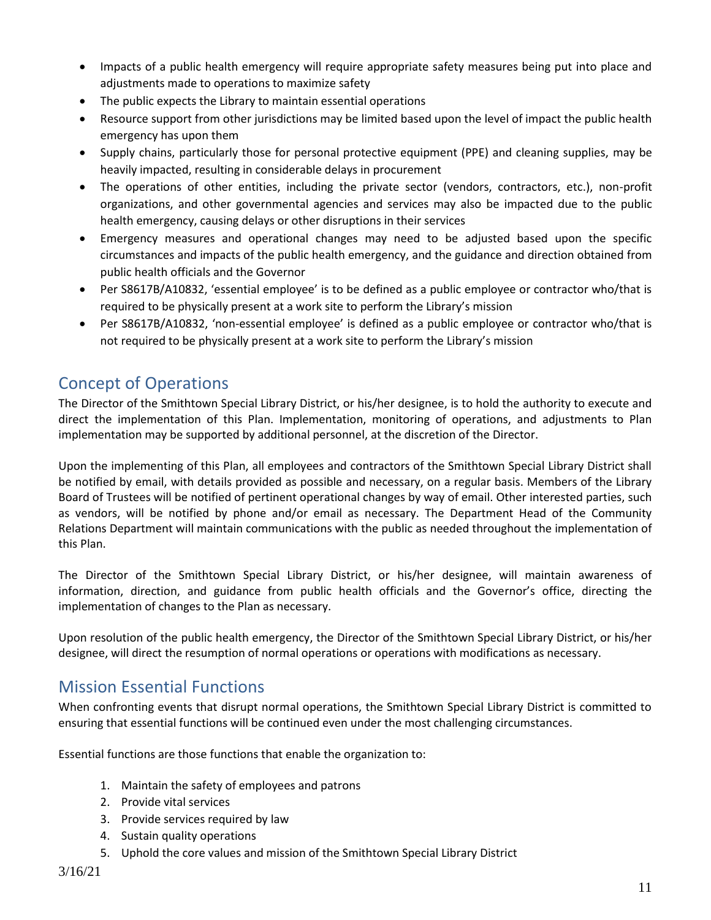- Impacts of a public health emergency will require appropriate safety measures being put into place and adjustments made to operations to maximize safety
- The public expects the Library to maintain essential operations
- Resource support from other jurisdictions may be limited based upon the level of impact the public health emergency has upon them
- Supply chains, particularly those for personal protective equipment (PPE) and cleaning supplies, may be heavily impacted, resulting in considerable delays in procurement
- The operations of other entities, including the private sector (vendors, contractors, etc.), non-profit organizations, and other governmental agencies and services may also be impacted due to the public health emergency, causing delays or other disruptions in their services
- Emergency measures and operational changes may need to be adjusted based upon the specific circumstances and impacts of the public health emergency, and the guidance and direction obtained from public health officials and the Governor
- Per S8617B/A10832, 'essential employee' is to be defined as a public employee or contractor who/that is required to be physically present at a work site to perform the Library's mission
- Per S8617B/A10832, 'non-essential employee' is defined as a public employee or contractor who/that is not required to be physically present at a work site to perform the Library's mission

## Concept of Operations

The Director of the Smithtown Special Library District, or his/her designee, is to hold the authority to execute and direct the implementation of this Plan. Implementation, monitoring of operations, and adjustments to Plan implementation may be supported by additional personnel, at the discretion of the Director.

Upon the implementing of this Plan, all employees and contractors of the Smithtown Special Library District shall be notified by email, with details provided as possible and necessary, on a regular basis. Members of the Library Board of Trustees will be notified of pertinent operational changes by way of email. Other interested parties, such as vendors, will be notified by phone and/or email as necessary. The Department Head of the Community Relations Department will maintain communications with the public as needed throughout the implementation of this Plan.

The Director of the Smithtown Special Library District, or his/her designee, will maintain awareness of information, direction, and guidance from public health officials and the Governor's office, directing the implementation of changes to the Plan as necessary.

Upon resolution of the public health emergency, the Director of the Smithtown Special Library District, or his/her designee, will direct the resumption of normal operations or operations with modifications as necessary.

## Mission Essential Functions

When confronting events that disrupt normal operations, the Smithtown Special Library District is committed to ensuring that essential functions will be continued even under the most challenging circumstances.

Essential functions are those functions that enable the organization to:

1. Maintain the safety of employees and patrons
2. Provide vital services
3. Provide services required by law
4. Sustain quality operations
5. Uphold the core values and mission of the Smithtown Special Library District

3/16/21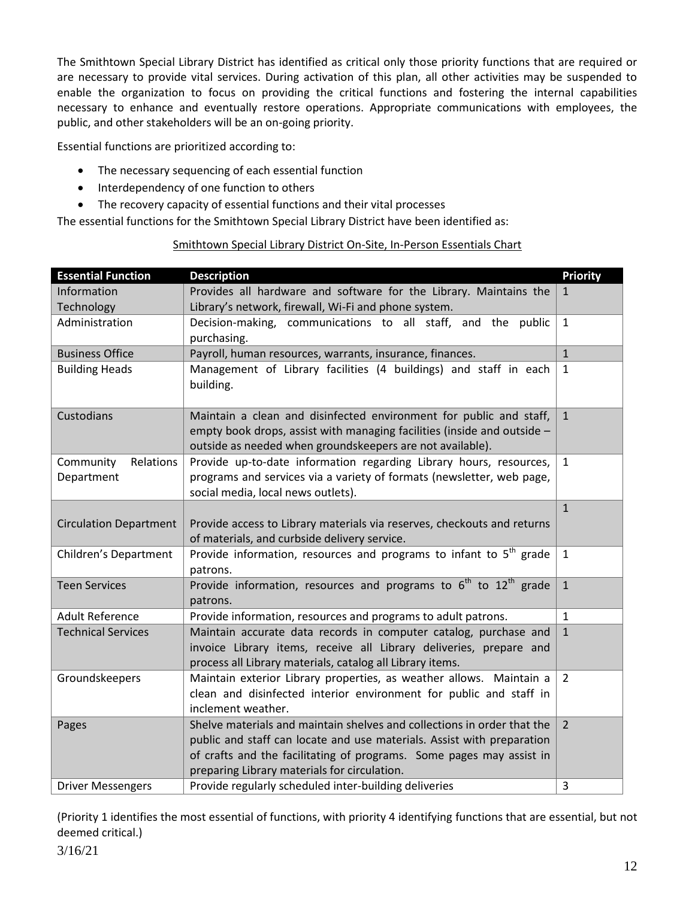The Smithtown Special Library District has identified as critical only those priority functions that are required or are necessary to provide vital services. During activation of this plan, all other activities may be suspended to enable the organization to focus on providing the critical functions and fostering the internal capabilities necessary to enhance and eventually restore operations. Appropriate communications with employees, the public, and other stakeholders will be an on-going priority.

Essential functions are prioritized according to:

- The necessary sequencing of each essential function
- Interdependency of one function to others
- The recovery capacity of essential functions and their vital processes

The essential functions for the Smithtown Special Library District have been identified as:

Smithtown Special Library District On-Site, In-Person Essentials Chart

| Essential Function | Description | Priority |
|---|---|---|
| Information Technology | Provides all hardware and software for the Library. Maintains the Library's network, firewall, Wi-Fi and phone system. | 1 |
| Administration | Decision-making, communications to all staff, and the public purchasing. | 1 |
| Business Office | Payroll, human resources, warrants, insurance, finances. | 1 |
| Building Heads | Management of Library facilities (4 buildings) and staff in each building. | 1 |
| Custodians | Maintain a clean and disinfected environment for public and staff, empty book drops, assist with managing facilities (inside and outside – outside as needed when groundskeepers are not available). | 1 |
| Community Relations Department | Provide up-to-date information regarding Library hours, resources, programs and services via a variety of formats (newsletter, web page, social media, local news outlets). | 1 |
| Circulation Department | Provide access to Library materials via reserves, checkouts and returns of materials, and curbside delivery service. | 1 |
| Children's Department | Provide information, resources and programs to infant to 5th grade patrons. | 1 |
| Teen Services | Provide information, resources and programs to 6th to 12th grade patrons. | 1 |
| Adult Reference | Provide information, resources and programs to adult patrons. | 1 |
| Technical Services | Maintain accurate data records in computer catalog, purchase and invoice Library items, receive all Library deliveries, prepare and process all Library materials, catalog all Library items. | 1 |
| Groundskeepers | Maintain exterior Library properties, as weather allows. Maintain a clean and disinfected interior environment for public and staff in inclement weather. | 2 |
| Pages | Shelve materials and maintain shelves and collections in order that the public and staff can locate and use materials. Assist with preparation of crafts and the facilitating of programs. Some pages may assist in preparing Library materials for circulation. | 2 |
| Driver Messengers | Provide regularly scheduled inter-building deliveries | 3 |

(Priority 1 identifies the most essential of functions, with priority 4 identifying functions that are essential, but not deemed critical.)

3/16/21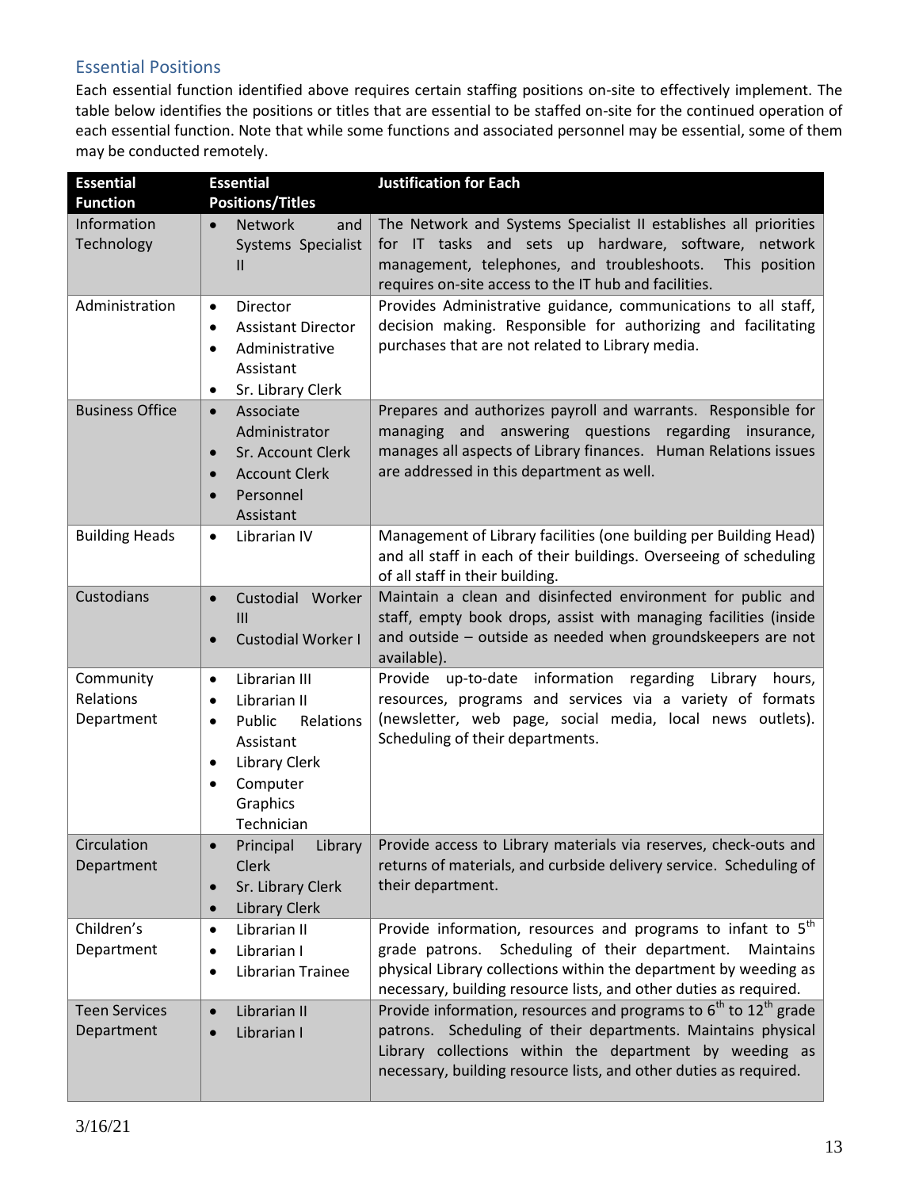## Essential Positions

Each essential function identified above requires certain staffing positions on-site to effectively implement. The table below identifies the positions or titles that are essential to be staffed on-site for the continued operation of each essential function. Note that while some functions and associated personnel may be essential, some of them may be conducted remotely.

| Essential Function | Essential Positions/Titles | Justification for Each |
|---|---|---|
| Information Technology | • Network and Systems Specialist II | The Network and Systems Specialist II establishes all priorities for IT tasks and sets up hardware, software, network management, telephones, and troubleshoots. This position requires on-site access to the IT hub and facilities. |
| Administration | • Director<br>• Assistant Director<br>• Administrative Assistant<br>• Sr. Library Clerk | Provides Administrative guidance, communications to all staff, decision making. Responsible for authorizing and facilitating purchases that are not related to Library media. |
| Business Office | • Associate Administrator<br>• Sr. Account Clerk<br>• Account Clerk<br>• Personnel Assistant | Prepares and authorizes payroll and warrants. Responsible for managing and answering questions regarding insurance, manages all aspects of Library finances. Human Relations issues are addressed in this department as well. |
| Building Heads | • Librarian IV | Management of Library facilities (one building per Building Head) and all staff in each of their buildings. Overseeing of scheduling of all staff in their building. |
| Custodians | • Custodial Worker III<br>• Custodial Worker I | Maintain a clean and disinfected environment for public and staff, empty book drops, assist with managing facilities (inside and outside – outside as needed when groundskeepers are not available). |
| Community Relations Department | • Librarian III<br>• Librarian II<br>• Public Relations Assistant<br>• Library Clerk<br>• Computer Graphics Technician | Provide up-to-date information regarding Library hours, resources, programs and services via a variety of formats (newsletter, web page, social media, local news outlets). Scheduling of their departments. |
| Circulation Department | • Principal Library Clerk<br>• Sr. Library Clerk<br>• Library Clerk | Provide access to Library materials via reserves, check-outs and returns of materials, and curbside delivery service. Scheduling of their department. |
| Children's Department | • Librarian II<br>• Librarian I<br>• Librarian Trainee | Provide information, resources and programs to infant to 5th grade patrons. Scheduling of their department. Maintains physical Library collections within the department by weeding as necessary, building resource lists, and other duties as required. |
| Teen Services Department | • Librarian II<br>• Librarian I | Provide information, resources and programs to 6th to 12th grade patrons. Scheduling of their departments. Maintains physical Library collections within the department by weeding as necessary, building resource lists, and other duties as required. |

3/16/21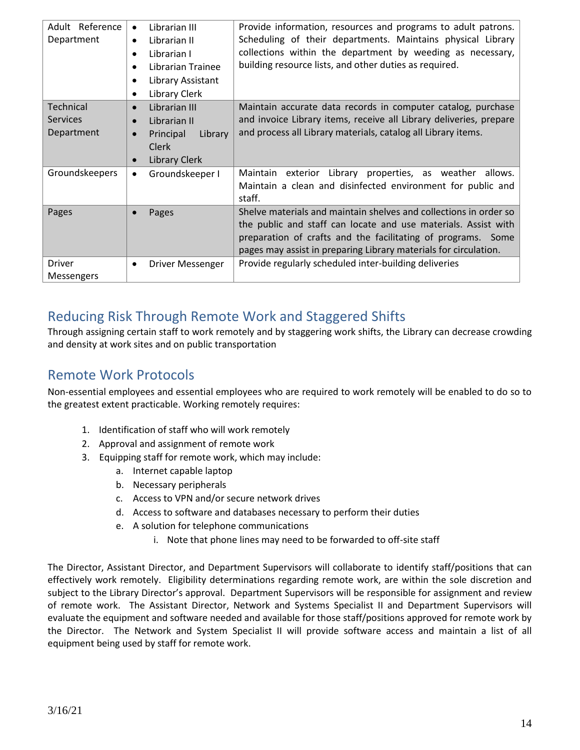| Adult Reference Department | • Librarian III<br>• Librarian II<br>• Librarian I<br>• Librarian Trainee<br>• Library Assistant<br>• Library Clerk | Provide information, resources and programs to adult patrons. Scheduling of their departments. Maintains physical Library collections within the department by weeding as necessary, building resource lists, and other duties as required. |
|---|---|---|
| Technical Services Department | • Librarian III<br>• Librarian II<br>• Principal Library Clerk<br>• Library Clerk | Maintain accurate data records in computer catalog, purchase and invoice Library items, receive all Library deliveries, prepare and process all Library materials, catalog all Library items. |
| Groundskeepers | • Groundskeeper I | Maintain exterior Library properties, as weather allows. Maintain a clean and disinfected environment for public and staff. |
| Pages | • Pages | Shelve materials and maintain shelves and collections in order so the public and staff can locate and use materials. Assist with preparation of crafts and the facilitating of programs. Some pages may assist in preparing Library materials for circulation. |
| Driver Messengers | • Driver Messenger | Provide regularly scheduled inter-building deliveries |

## Reducing Risk Through Remote Work and Staggered Shifts

Through assigning certain staff to work remotely and by staggering work shifts, the Library can decrease crowding and density at work sites and on public transportation

## Remote Work Protocols

Non-essential employees and essential employees who are required to work remotely will be enabled to do so to the greatest extent practicable. Working remotely requires:

1. Identification of staff who will work remotely
2. Approval and assignment of remote work
3. Equipping staff for remote work, which may include:
   a. Internet capable laptop
   b. Necessary peripherals
   c. Access to VPN and/or secure network drives
   d. Access to software and databases necessary to perform their duties
   e. A solution for telephone communications
      i. Note that phone lines may need to be forwarded to off-site staff

The Director, Assistant Director, and Department Supervisors will collaborate to identify staff/positions that can effectively work remotely. Eligibility determinations regarding remote work, are within the sole discretion and subject to the Library Director's approval. Department Supervisors will be responsible for assignment and review of remote work. The Assistant Director, Network and Systems Specialist II and Department Supervisors will evaluate the equipment and software needed and available for those staff/positions approved for remote work by the Director. The Network and System Specialist II will provide software access and maintain a list of all equipment being used by staff for remote work.

3/16/21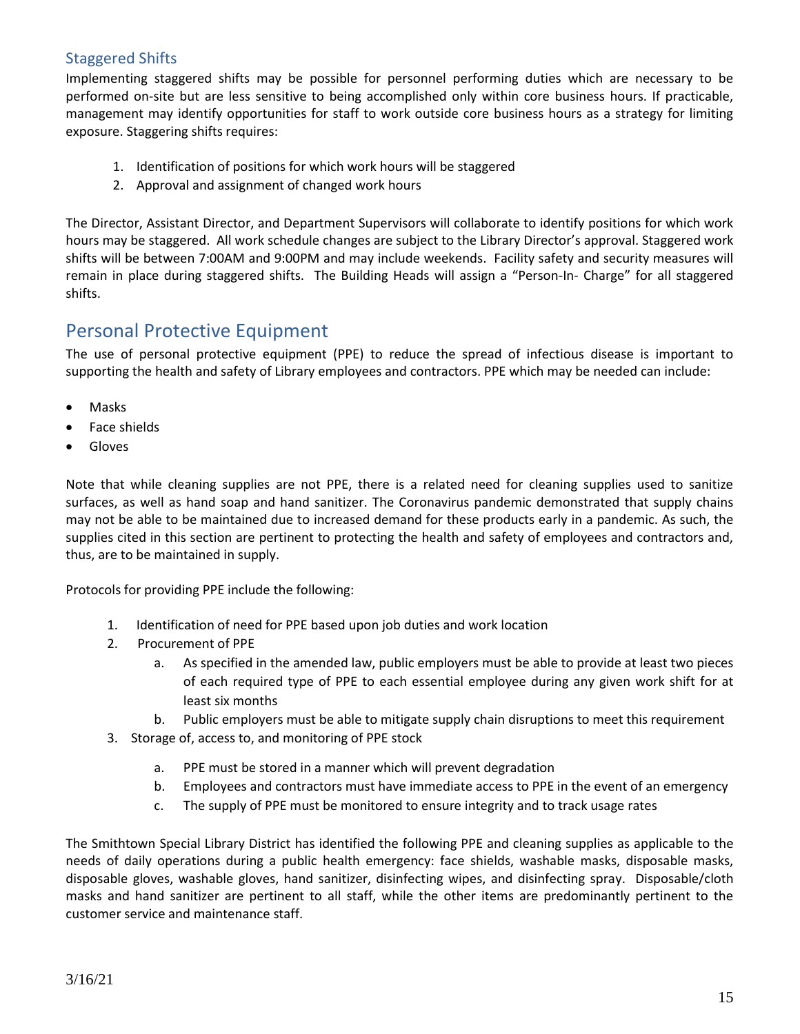### Staggered Shifts

Implementing staggered shifts may be possible for personnel performing duties which are necessary to be performed on-site but are less sensitive to being accomplished only within core business hours. If practicable, management may identify opportunities for staff to work outside core business hours as a strategy for limiting exposure. Staggering shifts requires:

1. Identification of positions for which work hours will be staggered
2. Approval and assignment of changed work hours

The Director, Assistant Director, and Department Supervisors will collaborate to identify positions for which work hours may be staggered. All work schedule changes are subject to the Library Director's approval. Staggered work shifts will be between 7:00AM and 9:00PM and may include weekends. Facility safety and security measures will remain in place during staggered shifts. The Building Heads will assign a "Person-In- Charge" for all staggered shifts.

## Personal Protective Equipment

The use of personal protective equipment (PPE) to reduce the spread of infectious disease is important to supporting the health and safety of Library employees and contractors. PPE which may be needed can include:

- Masks
- Face shields
- Gloves

Note that while cleaning supplies are not PPE, there is a related need for cleaning supplies used to sanitize surfaces, as well as hand soap and hand sanitizer. The Coronavirus pandemic demonstrated that supply chains may not be able to be maintained due to increased demand for these products early in a pandemic. As such, the supplies cited in this section are pertinent to protecting the health and safety of employees and contractors and, thus, are to be maintained in supply.

Protocols for providing PPE include the following:

1. Identification of need for PPE based upon job duties and work location
2. Procurement of PPE
    a. As specified in the amended law, public employers must be able to provide at least two pieces of each required type of PPE to each essential employee during any given work shift for at least six months
    b. Public employers must be able to mitigate supply chain disruptions to meet this requirement
3. Storage of, access to, and monitoring of PPE stock
    a. PPE must be stored in a manner which will prevent degradation
    b. Employees and contractors must have immediate access to PPE in the event of an emergency
    c. The supply of PPE must be monitored to ensure integrity and to track usage rates

The Smithtown Special Library District has identified the following PPE and cleaning supplies as applicable to the needs of daily operations during a public health emergency: face shields, washable masks, disposable masks, disposable gloves, washable gloves, hand sanitizer, disinfecting wipes, and disinfecting spray. Disposable/cloth masks and hand sanitizer are pertinent to all staff, while the other items are predominantly pertinent to the customer service and maintenance staff.

3/16/21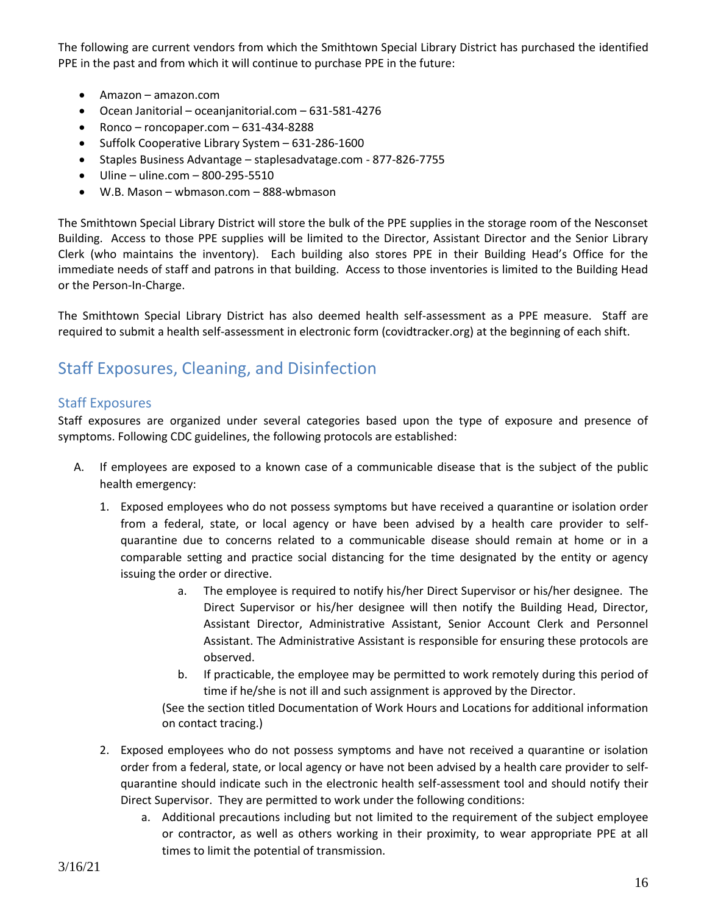The following are current vendors from which the Smithtown Special Library District has purchased the identified PPE in the past and from which it will continue to purchase PPE in the future:

- Amazon – amazon.com
- Ocean Janitorial – oceanjanitorial.com – 631-581-4276
- Ronco – roncopaper.com – 631-434-8288
- Suffolk Cooperative Library System – 631-286-1600
- Staples Business Advantage – staplesadvatage.com - 877-826-7755
- Uline – uline.com – 800-295-5510
- W.B. Mason – wbmason.com – 888-wbmason

The Smithtown Special Library District will store the bulk of the PPE supplies in the storage room of the Nesconset Building. Access to those PPE supplies will be limited to the Director, Assistant Director and the Senior Library Clerk (who maintains the inventory). Each building also stores PPE in their Building Head's Office for the immediate needs of staff and patrons in that building. Access to those inventories is limited to the Building Head or the Person-In-Charge.

The Smithtown Special Library District has also deemed health self-assessment as a PPE measure. Staff are required to submit a health self-assessment in electronic form (covidtracker.org) at the beginning of each shift.

## Staff Exposures, Cleaning, and Disinfection

### Staff Exposures

Staff exposures are organized under several categories based upon the type of exposure and presence of symptoms. Following CDC guidelines, the following protocols are established:

A. If employees are exposed to a known case of a communicable disease that is the subject of the public health emergency:

   1. Exposed employees who do not possess symptoms but have received a quarantine or isolation order from a federal, state, or local agency or have been advised by a health care provider to self-quarantine due to concerns related to a communicable disease should remain at home or in a comparable setting and practice social distancing for the time designated by the entity or agency issuing the order or directive.

      a. The employee is required to notify his/her Direct Supervisor or his/her designee. The Direct Supervisor or his/her designee will then notify the Building Head, Director, Assistant Director, Administrative Assistant, Senior Account Clerk and Personnel Assistant. The Administrative Assistant is responsible for ensuring these protocols are observed.

      b. If practicable, the employee may be permitted to work remotely during this period of time if he/she is not ill and such assignment is approved by the Director.

      (See the section titled Documentation of Work Hours and Locations for additional information on contact tracing.)

   2. Exposed employees who do not possess symptoms and have not received a quarantine or isolation order from a federal, state, or local agency or have not been advised by a health care provider to self-quarantine should indicate such in the electronic health self-assessment tool and should notify their Direct Supervisor. They are permitted to work under the following conditions:

      a. Additional precautions including but not limited to the requirement of the subject employee or contractor, as well as others working in their proximity, to wear appropriate PPE at all times to limit the potential of transmission.

3/16/21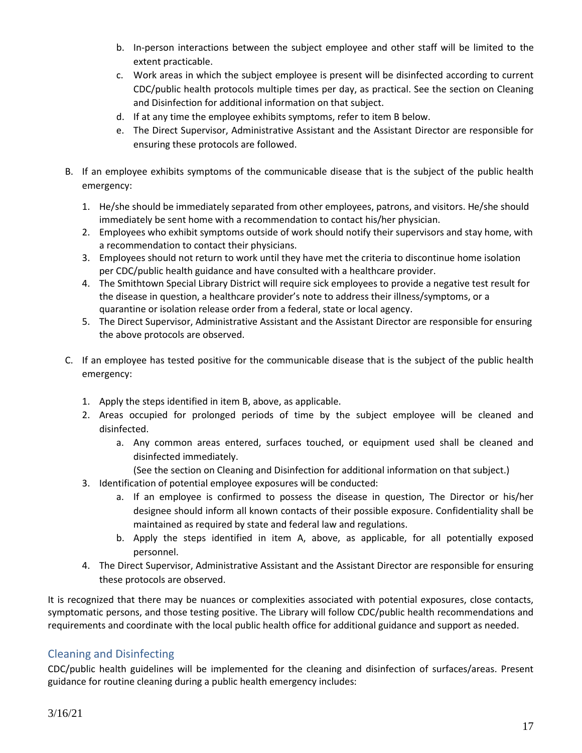b. In-person interactions between the subject employee and other staff will be limited to the extent practicable.
   c. Work areas in which the subject employee is present will be disinfected according to current CDC/public health protocols multiple times per day, as practical. See the section on Cleaning and Disinfection for additional information on that subject.
   d. If at any time the employee exhibits symptoms, refer to item B below.
   e. The Direct Supervisor, Administrative Assistant and the Assistant Director are responsible for ensuring these protocols are followed.

B. If an employee exhibits symptoms of the communicable disease that is the subject of the public health emergency:

   1. He/she should be immediately separated from other employees, patrons, and visitors. He/she should immediately be sent home with a recommendation to contact his/her physician.
   2. Employees who exhibit symptoms outside of work should notify their supervisors and stay home, with a recommendation to contact their physicians.
   3. Employees should not return to work until they have met the criteria to discontinue home isolation per CDC/public health guidance and have consulted with a healthcare provider.
   4. The Smithtown Special Library District will require sick employees to provide a negative test result for the disease in question, a healthcare provider's note to address their illness/symptoms, or a quarantine or isolation release order from a federal, state or local agency.
   5. The Direct Supervisor, Administrative Assistant and the Assistant Director are responsible for ensuring the above protocols are observed.

C. If an employee has tested positive for the communicable disease that is the subject of the public health emergency:

   1. Apply the steps identified in item B, above, as applicable.
   2. Areas occupied for prolonged periods of time by the subject employee will be cleaned and disinfected.
      a. Any common areas entered, surfaces touched, or equipment used shall be cleaned and disinfected immediately.
         (See the section on Cleaning and Disinfection for additional information on that subject.)
   3. Identification of potential employee exposures will be conducted:
      a. If an employee is confirmed to possess the disease in question, The Director or his/her designee should inform all known contacts of their possible exposure. Confidentiality shall be maintained as required by state and federal law and regulations.
      b. Apply the steps identified in item A, above, as applicable, for all potentially exposed personnel.
   4. The Direct Supervisor, Administrative Assistant and the Assistant Director are responsible for ensuring these protocols are observed.

It is recognized that there may be nuances or complexities associated with potential exposures, close contacts, symptomatic persons, and those testing positive. The Library will follow CDC/public health recommendations and requirements and coordinate with the local public health office for additional guidance and support as needed.

## Cleaning and Disinfecting

CDC/public health guidelines will be implemented for the cleaning and disinfection of surfaces/areas. Present guidance for routine cleaning during a public health emergency includes:

3/16/21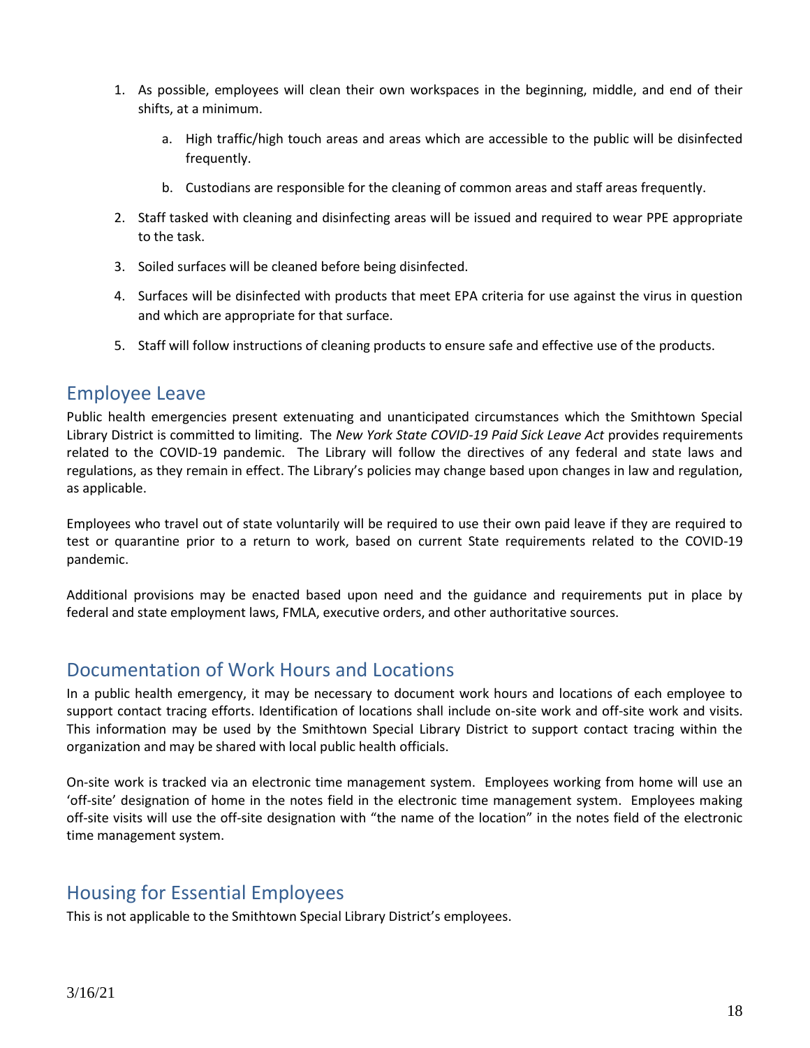1. As possible, employees will clean their own workspaces in the beginning, middle, and end of their shifts, at a minimum.
    a. High traffic/high touch areas and areas which are accessible to the public will be disinfected frequently.
    b. Custodians are responsible for the cleaning of common areas and staff areas frequently.
2. Staff tasked with cleaning and disinfecting areas will be issued and required to wear PPE appropriate to the task.
3. Soiled surfaces will be cleaned before being disinfected.
4. Surfaces will be disinfected with products that meet EPA criteria for use against the virus in question and which are appropriate for that surface.
5. Staff will follow instructions of cleaning products to ensure safe and effective use of the products.

## Employee Leave

Public health emergencies present extenuating and unanticipated circumstances which the Smithtown Special Library District is committed to limiting. The *New York State COVID-19 Paid Sick Leave Act* provides requirements related to the COVID-19 pandemic. The Library will follow the directives of any federal and state laws and regulations, as they remain in effect. The Library's policies may change based upon changes in law and regulation, as applicable.

Employees who travel out of state voluntarily will be required to use their own paid leave if they are required to test or quarantine prior to a return to work, based on current State requirements related to the COVID-19 pandemic.

Additional provisions may be enacted based upon need and the guidance and requirements put in place by federal and state employment laws, FMLA, executive orders, and other authoritative sources.

## Documentation of Work Hours and Locations

In a public health emergency, it may be necessary to document work hours and locations of each employee to support contact tracing efforts. Identification of locations shall include on-site work and off-site work and visits. This information may be used by the Smithtown Special Library District to support contact tracing within the organization and may be shared with local public health officials.

On-site work is tracked via an electronic time management system. Employees working from home will use an 'off-site' designation of home in the notes field in the electronic time management system. Employees making off-site visits will use the off-site designation with "the name of the location" in the notes field of the electronic time management system.

## Housing for Essential Employees

This is not applicable to the Smithtown Special Library District's employees.

3/16/21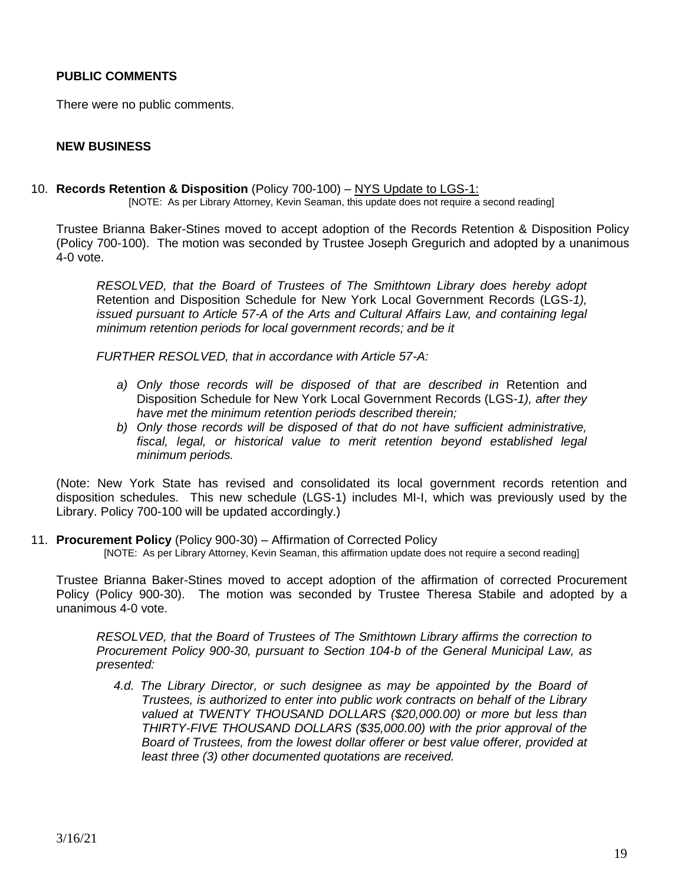**PUBLIC COMMENTS**

There were no public comments.

**NEW BUSINESS**

10. **Records Retention & Disposition** (Policy 700-100) – NYS Update to LGS-1:
[NOTE: As per Library Attorney, Kevin Seaman, this update does not require a second reading]

Trustee Brianna Baker-Stines moved to accept adoption of the Records Retention & Disposition Policy (Policy 700-100). The motion was seconded by Trustee Joseph Gregurich and adopted by a unanimous 4-0 vote.

> *RESOLVED, that the Board of Trustees of The Smithtown Library does hereby adopt* Retention and Disposition Schedule for New York Local Government Records (LGS-*1), issued pursuant to Article 57-A of the Arts and Cultural Affairs Law, and containing legal minimum retention periods for local government records; and be it*
>
> *FURTHER RESOLVED, that in accordance with Article 57-A:*
>
> *a) Only those records will be disposed of that are described in* Retention and Disposition Schedule for New York Local Government Records (LGS-*1), after they have met the minimum retention periods described therein;*
> *b) Only those records will be disposed of that do not have sufficient administrative, fiscal, legal, or historical value to merit retention beyond established legal minimum periods.*

(Note: New York State has revised and consolidated its local government records retention and disposition schedules. This new schedule (LGS-1) includes MI-I, which was previously used by the Library. Policy 700-100 will be updated accordingly.)

11. **Procurement Policy** (Policy 900-30) – Affirmation of Corrected Policy
[NOTE: As per Library Attorney, Kevin Seaman, this affirmation update does not require a second reading]

Trustee Brianna Baker-Stines moved to accept adoption of the affirmation of corrected Procurement Policy (Policy 900-30). The motion was seconded by Trustee Theresa Stabile and adopted by a unanimous 4-0 vote.

> *RESOLVED, that the Board of Trustees of The Smithtown Library affirms the correction to Procurement Policy 900-30, pursuant to Section 104-b of the General Municipal Law, as presented:*
>
> *4.d. The Library Director, or such designee as may be appointed by the Board of Trustees, is authorized to enter into public work contracts on behalf of the Library valued at TWENTY THOUSAND DOLLARS ($20,000.00) or more but less than THIRTY-FIVE THOUSAND DOLLARS ($35,000.00) with the prior approval of the Board of Trustees, from the lowest dollar offerer or best value offerer, provided at least three (3) other documented quotations are received.*

3/16/21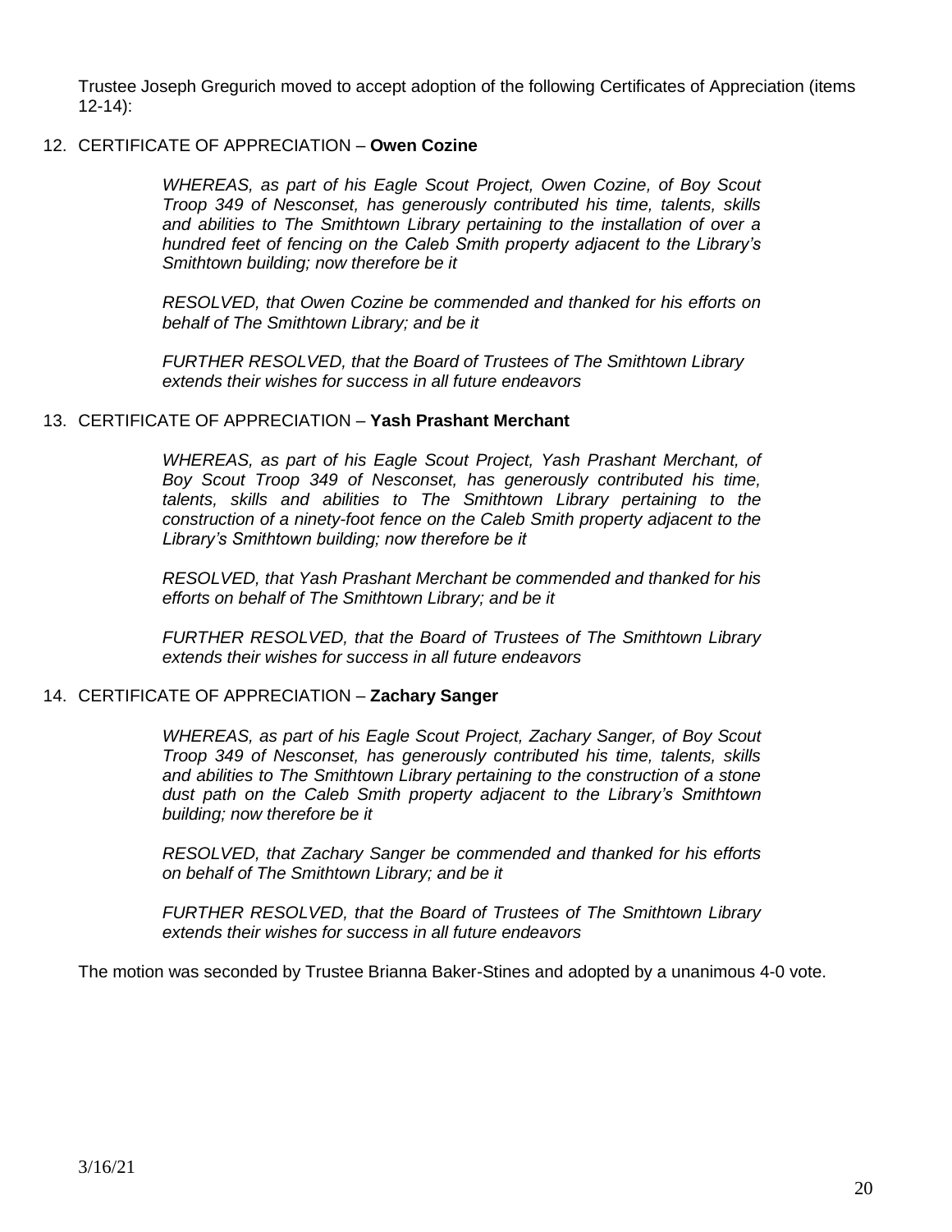Trustee Joseph Gregurich moved to accept adoption of the following Certificates of Appreciation (items 12-14):

12. CERTIFICATE OF APPRECIATION – **Owen Cozine**

    *WHEREAS, as part of his Eagle Scout Project, Owen Cozine, of Boy Scout Troop 349 of Nesconset, has generously contributed his time, talents, skills and abilities to The Smithtown Library pertaining to the installation of over a hundred feet of fencing on the Caleb Smith property adjacent to the Library's Smithtown building; now therefore be it*

    *RESOLVED, that Owen Cozine be commended and thanked for his efforts on behalf of The Smithtown Library; and be it*

    *FURTHER RESOLVED, that the Board of Trustees of The Smithtown Library extends their wishes for success in all future endeavors*

13. CERTIFICATE OF APPRECIATION – **Yash Prashant Merchant**

    *WHEREAS, as part of his Eagle Scout Project, Yash Prashant Merchant, of Boy Scout Troop 349 of Nesconset, has generously contributed his time, talents, skills and abilities to The Smithtown Library pertaining to the construction of a ninety-foot fence on the Caleb Smith property adjacent to the Library's Smithtown building; now therefore be it*

    *RESOLVED, that Yash Prashant Merchant be commended and thanked for his efforts on behalf of The Smithtown Library; and be it*

    *FURTHER RESOLVED, that the Board of Trustees of The Smithtown Library extends their wishes for success in all future endeavors*

14. CERTIFICATE OF APPRECIATION – **Zachary Sanger**

    *WHEREAS, as part of his Eagle Scout Project, Zachary Sanger, of Boy Scout Troop 349 of Nesconset, has generously contributed his time, talents, skills and abilities to The Smithtown Library pertaining to the construction of a stone dust path on the Caleb Smith property adjacent to the Library's Smithtown building; now therefore be it*

    *RESOLVED, that Zachary Sanger be commended and thanked for his efforts on behalf of The Smithtown Library; and be it*

    *FURTHER RESOLVED, that the Board of Trustees of The Smithtown Library extends their wishes for success in all future endeavors*

The motion was seconded by Trustee Brianna Baker-Stines and adopted by a unanimous 4-0 vote.

3/16/21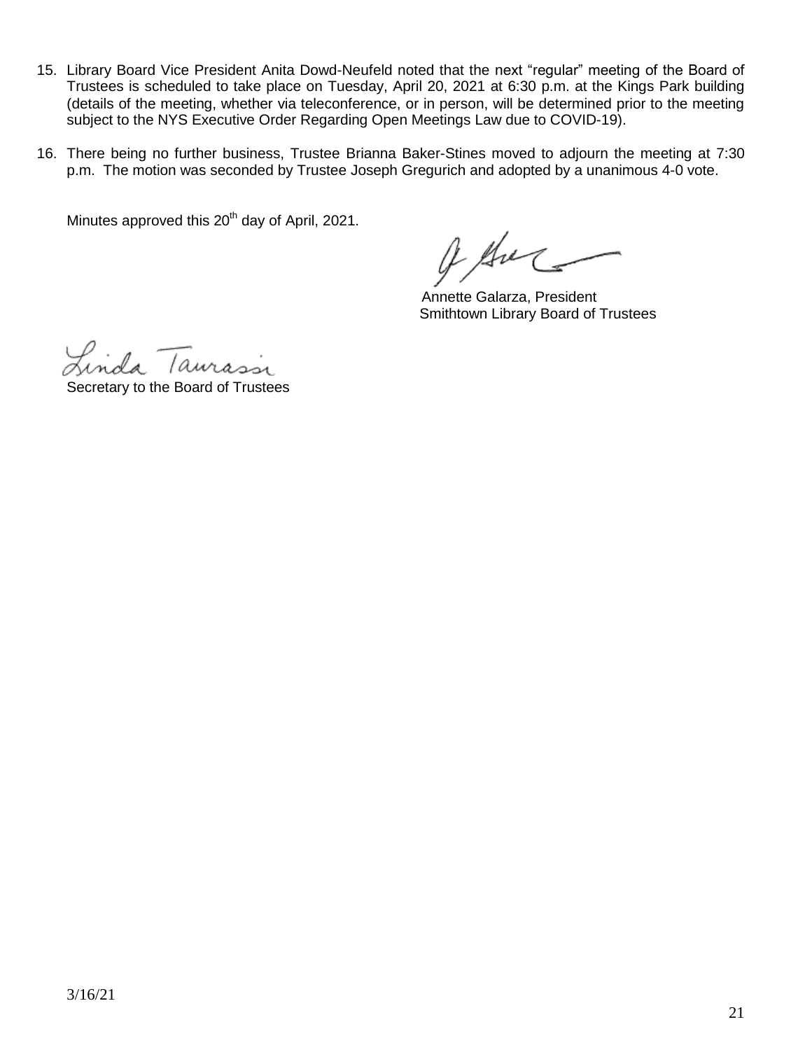15. Library Board Vice President Anita Dowd-Neufeld noted that the next "regular" meeting of the Board of Trustees is scheduled to take place on Tuesday, April 20, 2021 at 6:30 p.m. at the Kings Park building (details of the meeting, whether via teleconference, or in person, will be determined prior to the meeting subject to the NYS Executive Order Regarding Open Meetings Law due to COVID-19).

16. There being no further business, Trustee Brianna Baker-Stines moved to adjourn the meeting at 7:30 p.m. The motion was seconded by Trustee Joseph Gregurich and adopted by a unanimous 4-0 vote.

Minutes approved this 20th day of April, 2021.

Annette Galarza, President
Smithtown Library Board of Trustees

Linda Taurassi
Secretary to the Board of Trustees

3/16/21